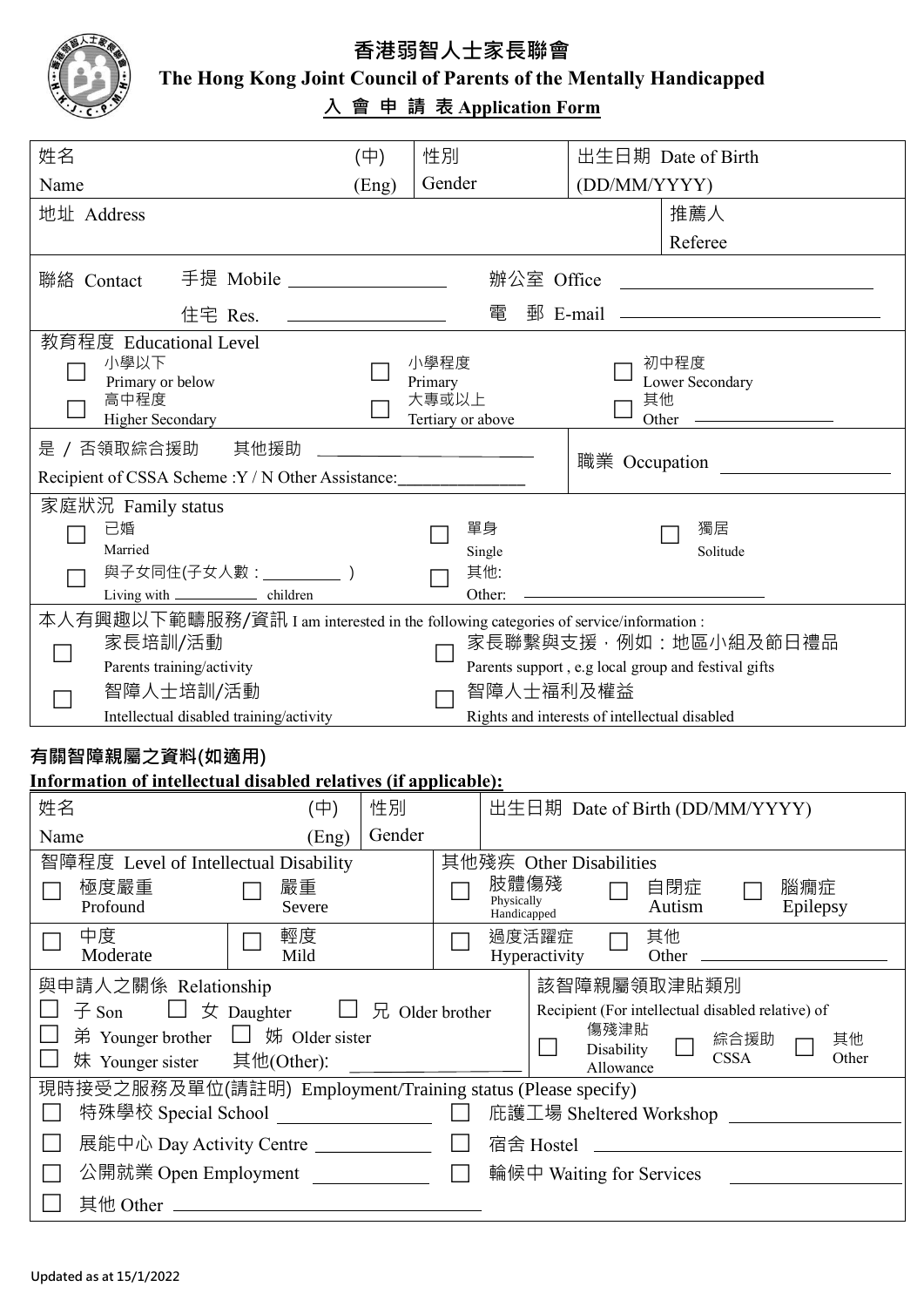# 香港弱智人士家長聯會

## The Hong Kong Joint Council of Parents of the Mentally Handicapped

### 入 會 申 請 表 Application Form

| | | | | | |
|---|---|---|---|---|---|
| 姓名 Name | (中) (Eng) | 性別 Gender | | 出生日期 Date of Birth (DD/MM/YYYY) | |
| 地址 Address | | | | | 推薦人 Referee |

聯絡 Contact　手提 Mobile ________　辦公室 Office ________

住宅 Res. ________　電 郵 E-mail ________

教育程度 Educational Level

☐ 小學以下 Primary or below　☐ 小學程度 Primary　☐ 初中程度 Lower Secondary

☐ 高中程度 Higher Secondary　☐ 大專或以上 Tertiary or above　☐ 其他 Other ________

是 / 否領取綜合援助　其他援助 ________

Recipient of CSSA Scheme :Y / N Other Assistance: ________

職業 Occupation ________

家庭狀況 Family status

☐ 已婚 Married　☐ 單身 Single　☐ 獨居 Solitude

☐ 與子女同住(子女人數：________ ) Living with ________ children　☐ 其他: Other: ________

本人有興趣以下範疇服務/資訊 I am interested in the following categories of service/information :

☐ 家長培訓/活動 Parents training/activity

☐ 家長聯繫與支援，例如：地區小組及節日禮品 Parents support , e.g local group and festival gifts

☐ 智障人士培訓/活動 Intellectual disabled training/activity

☐ 智障人士福利及權益 Rights and interests of intellectual disabled

**有關智障親屬之資料(如適用)**

**Information of intellectual disabled relatives (if applicable):**

| | | | |
|---|---|---|---|
| 姓名 Name | (中) (Eng) | 性別 Gender | 出生日期 Date of Birth (DD/MM/YYYY) |

智障程度 Level of Intellectual Disability

☐ 極度嚴重 Profound　☐ 嚴重 Severe

☐ 中度 Moderate　☐ 輕度 Mild

其他殘疾 Other Disabilities

☐ 肢體傷殘 Physically Handicapped　☐ 自閉症 Autism　☐ 腦癇症 Epilepsy

☐ 過度活躍症 Hyperactivity　☐ 其他 Other ________

與申請人之關係 Relationship

☐ 子 Son　☐ 女 Daughter　☐ 兄 Older brother

☐ 弟 Younger brother　☐ 姊 Older sister

☐ 妹 Younger sister　其他(Other): ________

該智障親屬領取津貼類別

Recipient (For intellectual disabled relative) of

☐ 傷殘津貼 Disability Allowance　☐ 綜合援助 CSSA　☐ 其他 Other

現時接受之服務及單位(請註明) Employment/Training status (Please specify)

☐ 特殊學校 Special School ________　☐ 庇護工場 Sheltered Workshop ________

☐ 展能中心 Day Activity Centre ________　☐ 宿舍 Hostel ________

☐ 公開就業 Open Employment ________　☐ 輪候中 Waiting for Services ________

☐ 其他 Other ________

Updated as at 15/1/2022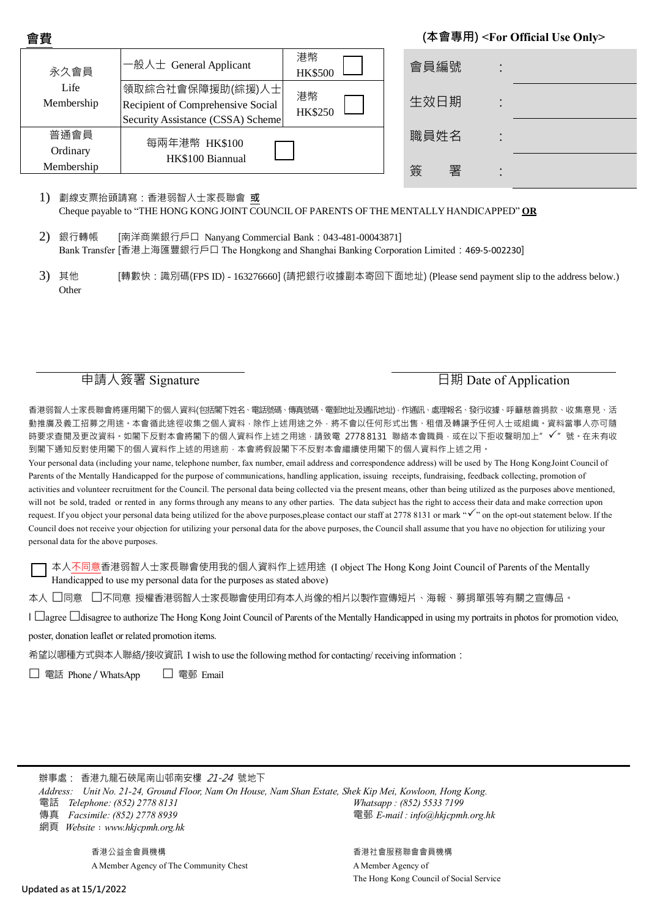## 會費

| | | | |
|---|---|---|---|
| 永久會員 Life Membership | 一般人士 General Applicant | 港幣 HK$500 | ☐ |
| | 領取綜合社會保障援助(綜援)人士 Recipient of Comprehensive Social Security Assistance (CSSA) Scheme | 港幣 HK$250 | ☐ |
| 普通會員 Ordinary Membership | 每兩年港幣 HK$100 HK$100 Biannual | | ☐ |

**(本會專用) <For Official Use Only>**

| | | |
|---|---|---|
| 會員編號 | : | |
| 生效日期 | : | |
| 職員姓名 | : | |
| 簽　　署 | : | |

1) 劃線支票抬頭請寫：香港弱智人士家長聯會 **或**
Cheque payable to "THE HONG KONG JOINT COUNCIL OF PARENTS OF THE MENTALLY HANDICAPPED" **OR**

2) 銀行轉帳 [南洋商業銀行戶口 Nanyang Commercial Bank：043-481-00043871]
Bank Transfer [香港上海匯豐銀行戶口 The Hongkong and Shanghai Banking Corporation Limited：469-5-002230]

3) 其他 Other [轉數快：識別碼(FPS ID) - 163276660] (請把銀行收據副本寄回下面地址) (Please send payment slip to the address below.)

申請人簽署 Signature　　　　　　　　　　日期 Date of Application

香港弱智人士家長聯會將運用閣下的個人資料(包括閣下姓名、電話號碼、傳真號碼、電郵地址及通訊地址)，作通訊、處理報名、發行收據、呼籲慈善捐款、收集意見、活動推廣及義工招募之用途。本會循此途徑收集之個人資料，除作上述用途之外，將不會以任何形式出售、租借及轉讓予任何人士或組織。資料當事人亦可隨時要求查閱及更改資料。如閣下反對本會將閣下的個人資料作上述之用途，請致電 2778 8131 聯絡本會職員，或在以下拒收聲明加上"✓"號。在未有收到閣下通知反對使用閣下的個人資料作上述的用途前，本會將假設閣下不反對本會繼續使用閣下的個人資料作上述之用。

Your personal data (including your name, telephone number, fax number, email address and correspondence address) will be used by The Hong Kong Joint Council of Parents of the Mentally Handicapped for the purpose of communications, handling application, issuing receipts, fundraising, feedback collecting, promotion of activities and volunteer recruitment for the Council. The personal data being collected via the present means, other than being utilized as the purposes above mentioned, will not be sold, traded or rented in any forms through any means to any other parties. The data subject has the right to access their data and make correction upon request. If you object your personal data being utilized for the above purposes,please contact our staff at 2778 8131 or mark "✓" on the opt-out statement below. If the Council does not receive your objection for utilizing your personal data for the above purposes, the Council shall assume that you have no objection for utilizing your personal data for the above purposes.

☐ 本人不同意香港弱智人士家長聯會使用我的個人資料作上述用途 (I object The Hong Kong Joint Council of Parents of the Mentally Handicapped to use my personal data for the purposes as stated above)

本人 ☐同意 ☐不同意 授權香港弱智人士家長聯會使用印有本人肖像的相片以製作宣傳短片、海報、募捐單張等有關之宣傳品。

I ☐agree ☐disagree to authorize The Hong Kong Joint Council of Parents of the Mentally Handicapped in using my portraits in photos for promotion video, poster, donation leaflet or related promotion items.

希望以哪種方式與本人聯絡/接收資訊 I wish to use the following method for contacting/ receiving information：

☐ 電話 Phone / WhatsApp　☐ 電郵 Email

辦事處： 香港九龍石硤尾南山邨南安樓 *21-24* 號地下
*Address: Unit No. 21-24, Ground Floor, Nam On House, Nam Shan Estate, Shek Kip Mei, Kowloon, Hong Kong.*
電話 *Telephone: (852) 2778 8131*
傳真 *Facsimile: (852) 2778 8939*
網頁 *Website：www.hkjcpmh.org.hk*
*Whatsapp : (852) 5533 7199*
電郵 *E-mail : info@hkjcpmh.org.hk*

香港公益金會員機構
A Member Agency of The Community Chest

香港社會服務聯會會員機構
A Member Agency of The Hong Kong Council of Social Service

Updated as at 15/1/2022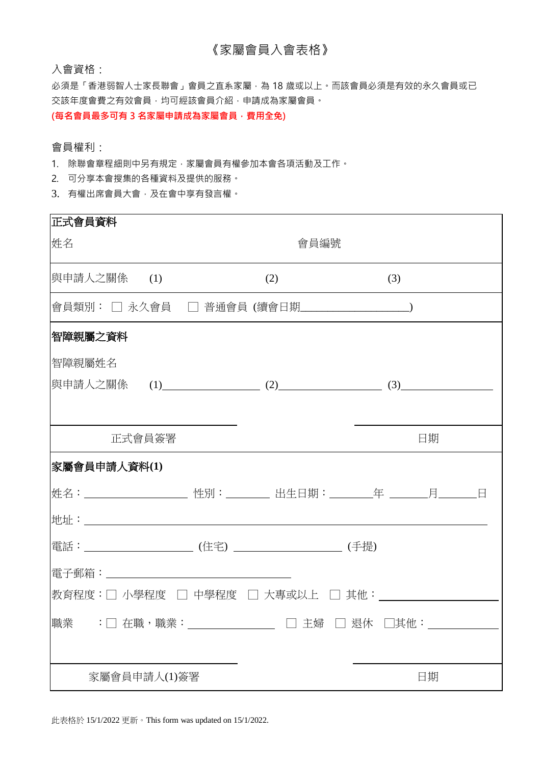# 《家屬會員入會表格》

入會資格：

必須是「香港弱智人士家長聯會」會員之直系家屬，為 18 歲或以上。而該會員必須是有效的永久會員或已交該年度會費之有效會員，均可經該會員介紹，申請成為家屬會員。

**(每名會員最多可有 3 名家屬申請成為家屬會員，費用全免)**

會員權利：

1. 除聯會章程細則中另有規定，家屬會員有權參加本會各項活動及工作。
2. 可分享本會搜集的各種資料及提供的服務。
3. 有權出席會員大會，及在會中享有發言權。

**正式會員資料**

姓名　　　　　　　　　　　　　　　　會員編號

與申請人之關係　(1)　　　　　(2)　　　　　(3)

會員類別：☐ 永久會員　☐ 普通會員 (續會日期____________________)

**智障親屬之資料**

智障親屬姓名

與申請人之關係　(1)__________________ (2)__________________ (3)__________________

正式會員簽署　　　　　　　　　　　　　　日期

**家屬會員申請人資料(1)**

姓名：__________________ 性別：________ 出生日期：________年 ________月________日

地址：______________________________________________________________

電話：____________________ (住宅) ____________________ (手提)

電子郵箱：______________________________

教育程度：☐ 小學程度　☐ 中學程度　☐ 大專或以上　☐ 其他：__________________

職業　：☐ 在職，職業：________________　☐ 主婦　☐ 退休　☐其他：______________

家屬會員申請人(1)簽署　　　　　　　　　　日期

此表格於 15/1/2022 更新。This form was updated on 15/1/2022.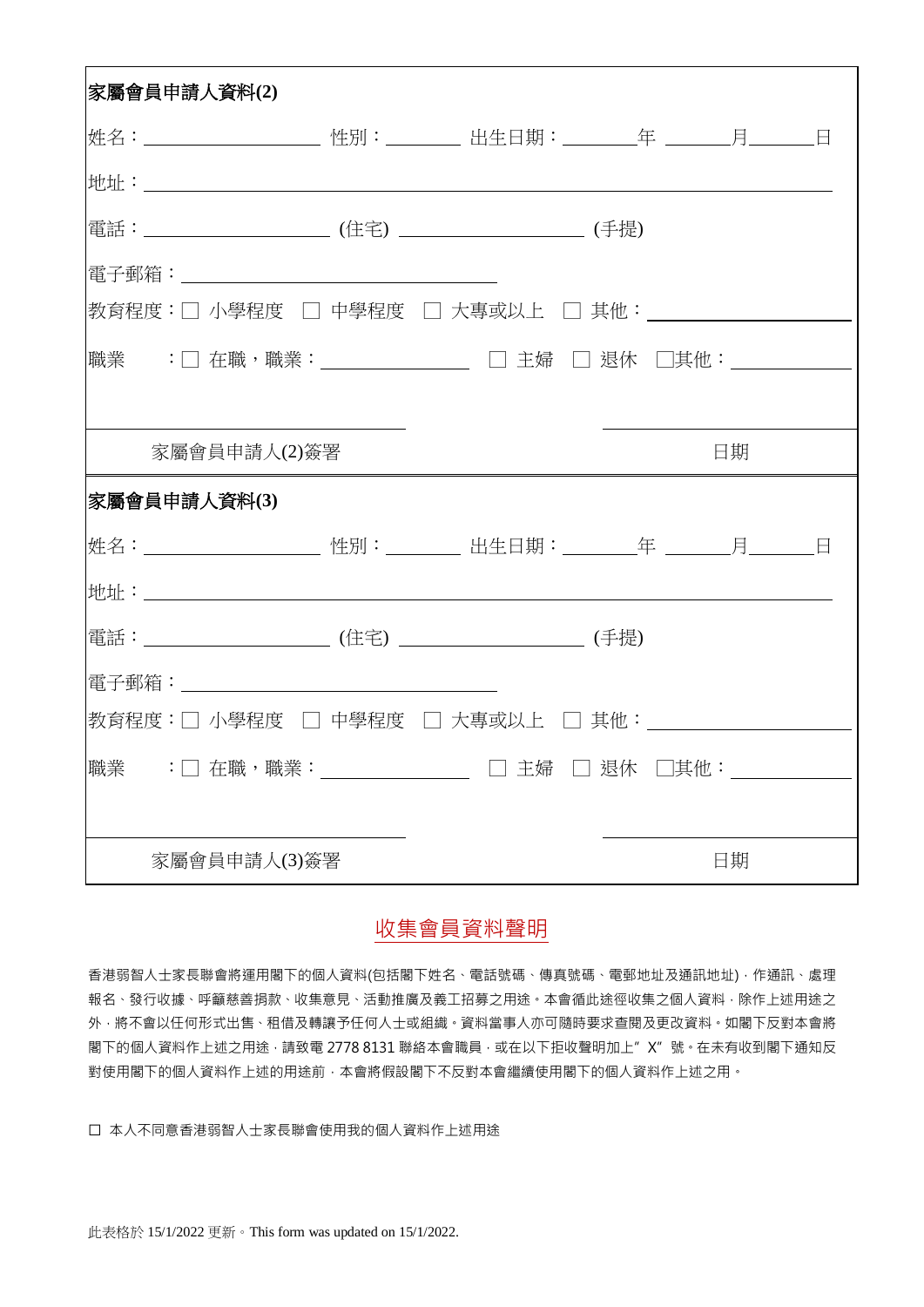**家屬會員申請人資料(2)**

姓名：＿＿＿＿＿＿＿＿ 性別：＿＿＿＿ 出生日期：＿＿＿＿年 ＿＿＿＿月＿＿＿＿日

地址：＿＿＿＿＿＿＿＿＿＿＿＿＿＿＿＿＿＿＿＿＿＿＿＿＿＿＿＿＿＿＿＿＿＿

電話：＿＿＿＿＿＿＿＿＿ (住宅) ＿＿＿＿＿＿＿＿＿ (手提)

電子郵箱：＿＿＿＿＿＿＿＿＿＿＿＿＿＿＿

教育程度：☐ 小學程度 ☐ 中學程度 ☐ 大專或以上 ☐ 其他：＿＿＿＿＿＿＿＿＿

職業　：☐ 在職，職業：＿＿＿＿＿＿＿ ☐ 主婦 ☐ 退休 ☐其他：＿＿＿＿＿＿

＿＿＿＿＿＿＿＿＿＿＿＿＿＿＿　　　　＿＿＿＿＿＿＿＿＿＿＿＿＿＿＿

家屬會員申請人(2)簽署　　　　日期

**家屬會員申請人資料(3)**

姓名：＿＿＿＿＿＿＿＿ 性別：＿＿＿＿ 出生日期：＿＿＿＿年 ＿＿＿＿月＿＿＿＿日

地址：＿＿＿＿＿＿＿＿＿＿＿＿＿＿＿＿＿＿＿＿＿＿＿＿＿＿＿＿＿＿＿＿＿＿

電話：＿＿＿＿＿＿＿＿＿ (住宅) ＿＿＿＿＿＿＿＿＿ (手提)

電子郵箱：＿＿＿＿＿＿＿＿＿＿＿＿＿＿＿

教育程度：☐ 小學程度 ☐ 中學程度 ☐ 大專或以上 ☐ 其他：＿＿＿＿＿＿＿＿＿

職業　：☐ 在職，職業：＿＿＿＿＿＿＿ ☐ 主婦 ☐ 退休 ☐其他：＿＿＿＿＿＿

＿＿＿＿＿＿＿＿＿＿＿＿＿＿＿　　　　＿＿＿＿＿＿＿＿＿＿＿＿＿＿＿

家屬會員申請人(3)簽署　　　　日期

## 收集會員資料聲明

香港弱智人士家長聯會將運用閣下的個人資料(包括閣下姓名、電話號碼、傳真號碼、電郵地址及通訊地址)，作通訊、處理報名、發行收據、呼籲慈善捐款、收集意見、活動推廣及義工招募之用途。本會循此途徑收集之個人資料，除作上述用途之外，將不會以任何形式出售、租借及轉讓予任何人士或組織。資料當事人亦可隨時要求查閱及更改資料。如閣下反對本會將閣下的個人資料作上述之用途，請致電 2778 8131 聯絡本會職員，或在以下拒收聲明加上"X"號。在未有收到閣下通知反對使用閣下的個人資料作上述的用途前，本會將假設閣下不反對本會繼續使用閣下的個人資料作上述之用。

☐ 本人不同意香港弱智人士家長聯會使用我的個人資料作上述用途

此表格於 15/1/2022 更新。This form was updated on 15/1/2022.